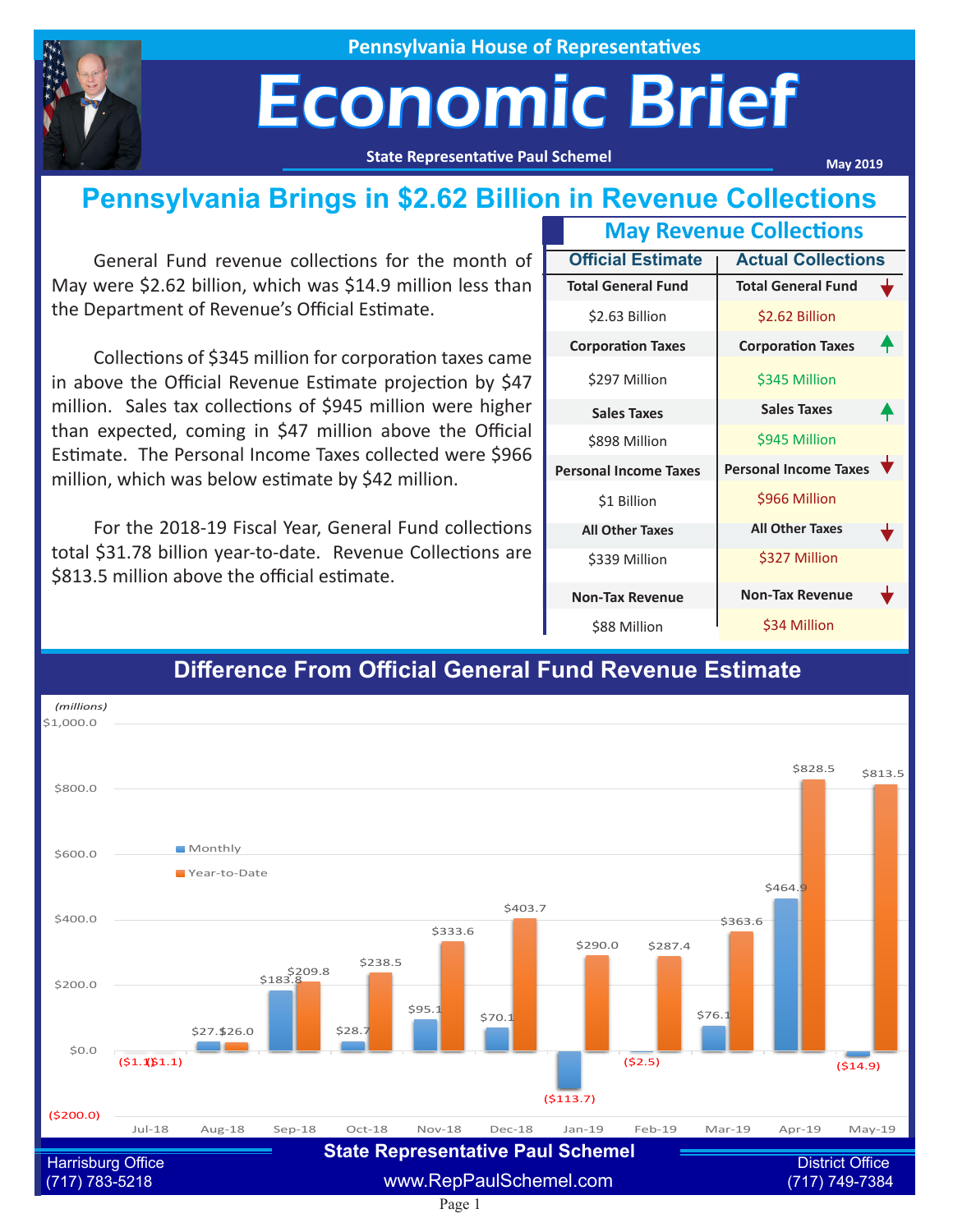Pennsylvania House of Representatives

# Economic Brief

State Representative Paul Schemel

May 2019

## Pennsylvania Brings in $2.62 Billion in Revenue Collections

General Fund revenue collections for the month of May were $2.62 billion, which was $14.9 million less than the Department of Revenue's Official Estimate.

Collections of $345 million for corporation taxes came in above the Official Revenue Estimate projection by $47 million. Sales tax collections of $945 million were higher than expected, coming in $47 million above the Official Estimate. The Personal Income Taxes collected were $966 million, which was below estimate by $42 million.

For the 2018-19 Fiscal Year, General Fund collections total $31.78 billion year-to-date. Revenue Collections are $813.5 million above the official estimate.

### May Revenue Collections

| Official Estimate | Actual Collections |
|---|---|
| **Total General Fund** | **Total General Fund** ↓ |
| $2.63 Billion | $2.62 Billion |
| **Corporation Taxes** | **Corporation Taxes** ↑ |
| $297 Million | $345 Million |
| **Sales Taxes** | **Sales Taxes** ↑ |
| $898 Million | $945 Million |
| **Personal Income Taxes** | **Personal Income Taxes** ↓ |
| $1 Billion | $966 Million |
| **All Other Taxes** | **All Other Taxes** ↓ |
| $339 Million | $327 Million |
| **Non-Tax Revenue** | **Non-Tax Revenue** ↓ |
| $88 Million | $34 Million |

### Difference From Official General Fund Revenue Estimate

(millions)

| Month | Monthly | Year-to-Date |
|---|---|---|
| Jul-18 | ($1.1) | ($1.1) |
| Aug-18 | $27.1 | $26.0 |
| Sep-18 | $183.8 | $209.8 |
| Oct-18 | $28.7 | $238.5 |
| Nov-18 | $95.1 | $333.6 |
| Dec-18 | $70.1 | $403.7 |
| Jan-19 | ($113.7) | $290.0 |
| Feb-19 | ($2.5) | $287.4 |
| Mar-19 | $76.1 | $363.6 |
| Apr-19 | $464.9 | $828.5 |
| May-19 | ($14.9) | $813.5 |

State Representative Paul Schemel

Harrisburg Office (717) 783-5218

www.RepPaulSchemel.com

District Office (717) 749-7384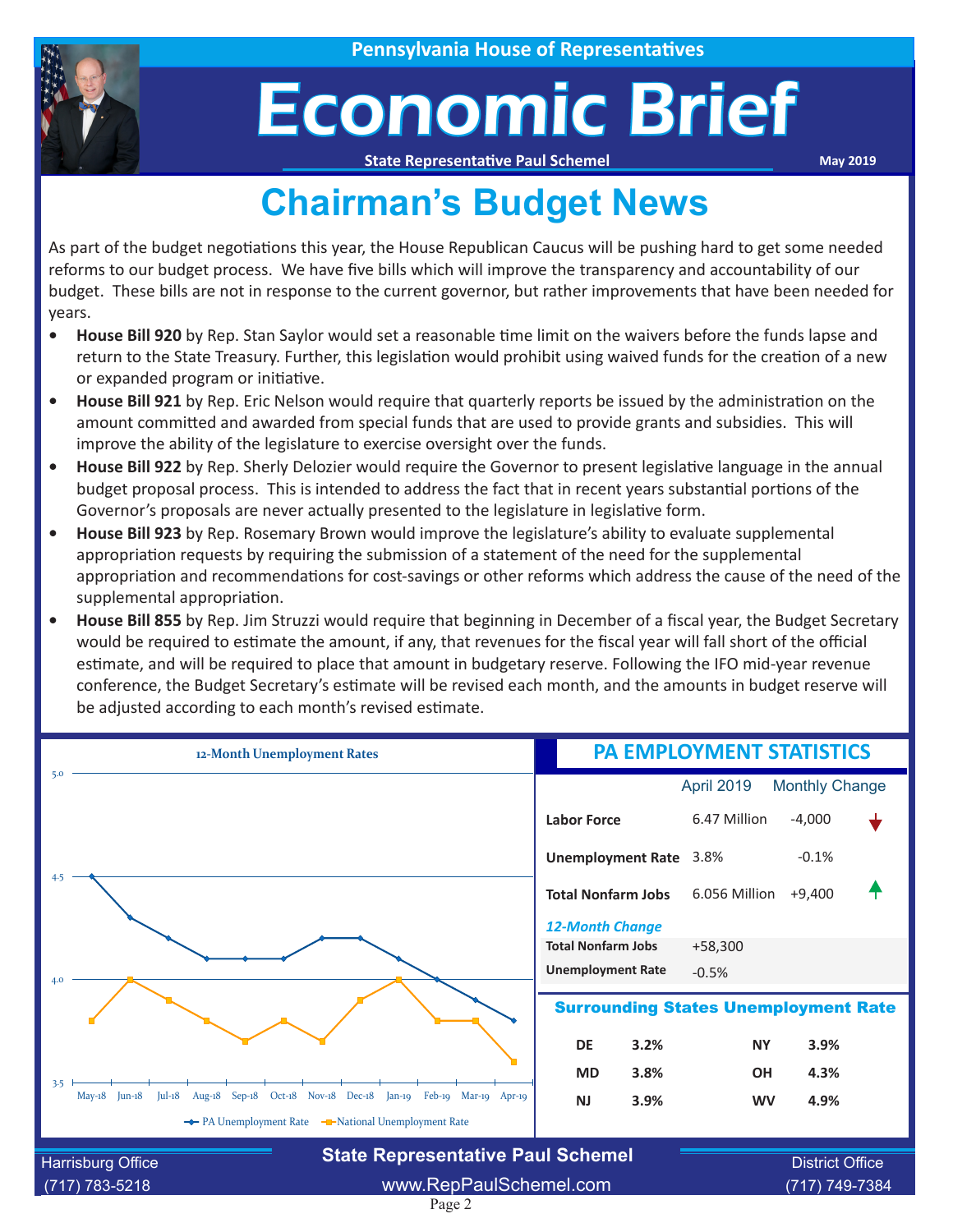Pennsylvania House of Representatives

# Economic Brief

State Representative Paul Schemel

May 2019

## Chairman's Budget News

As part of the budget negotiations this year, the House Republican Caucus will be pushing hard to get some needed reforms to our budget process. We have five bills which will improve the transparency and accountability of our budget. These bills are not in response to the current governor, but rather improvements that have been needed for years.

- **House Bill 920** by Rep. Stan Saylor would set a reasonable time limit on the waivers before the funds lapse and return to the State Treasury. Further, this legislation would prohibit using waived funds for the creation of a new or expanded program or initiative.
- **House Bill 921** by Rep. Eric Nelson would require that quarterly reports be issued by the administration on the amount committed and awarded from special funds that are used to provide grants and subsidies. This will improve the ability of the legislature to exercise oversight over the funds.
- **House Bill 922** by Rep. Sherly Delozier would require the Governor to present legislative language in the annual budget proposal process. This is intended to address the fact that in recent years substantial portions of the Governor's proposals are never actually presented to the legislature in legislative form.
- **House Bill 923** by Rep. Rosemary Brown would improve the legislature's ability to evaluate supplemental appropriation requests by requiring the submission of a statement of the need for the supplemental appropriation and recommendations for cost-savings or other reforms which address the cause of the need of the supplemental appropriation.
- **House Bill 855** by Rep. Jim Struzzi would require that beginning in December of a fiscal year, the Budget Secretary would be required to estimate the amount, if any, that revenues for the fiscal year will fall short of the official estimate, and will be required to place that amount in budgetary reserve. Following the IFO mid-year revenue conference, the Budget Secretary's estimate will be revised each month, and the amounts in budget reserve will be adjusted according to each month's revised estimate.

12-Month Unemployment Rates

5.0
4.5
4.0
3.5

May-18 Jun-18 Jul-18 Aug-18 Sep-18 Oct-18 Nov-18 Dec-18 Jan-19 Feb-19 Mar-19 Apr-19

PA Unemployment Rate — National Unemployment Rate

### PA EMPLOYMENT STATISTICS

| | April 2019 | Monthly Change |
|---|---|---|
| **Labor Force** | 6.47 Million | -4,000 |
| **Unemployment Rate** | 3.8% | -0.1% |
| **Total Nonfarm Jobs** | 6.056 Million | +9,400 |

*12-Month Change*

| | |
|---|---|
| **Total Nonfarm Jobs** | +58,300 |
| **Unemployment Rate** | -0.5% |

### Surrounding States Unemployment Rate

| | | | |
|---|---|---|---|
| **DE** | **3.2%** | **NY** | **3.9%** |
| **MD** | **3.8%** | **OH** | **4.3%** |
| **NJ** | **3.9%** | **WV** | **4.9%** |

Harrisburg Office (717) 783-5218

**State Representative Paul Schemel**
www.RepPaulSchemel.com

District Office (717) 749-7384